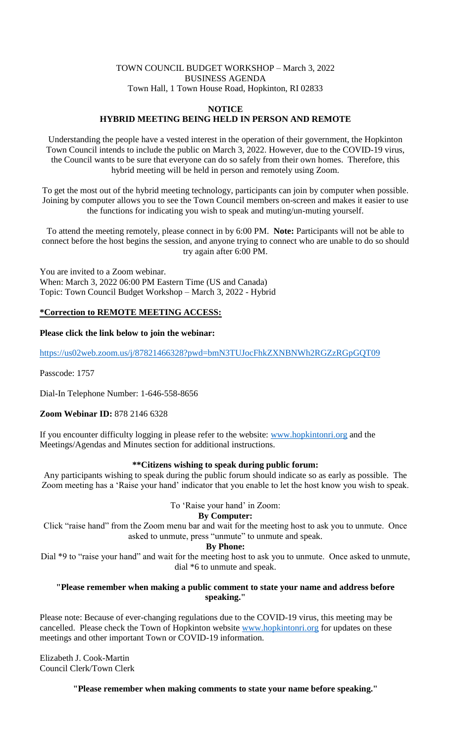TOWN COUNCIL BUDGET WORKSHOP – March 3, 2022
BUSINESS AGENDA
Town Hall, 1 Town House Road, Hopkinton, RI 02833

## NOTICE
## HYBRID MEETING BEING HELD IN PERSON AND REMOTE

Understanding the people have a vested interest in the operation of their government, the Hopkinton Town Council intends to include the public on March 3, 2022. However, due to the COVID-19 virus, the Council wants to be sure that everyone can do so safely from their own homes. Therefore, this hybrid meeting will be held in person and remotely using Zoom.

To get the most out of the hybrid meeting technology, participants can join by computer when possible. Joining by computer allows you to see the Town Council members on-screen and makes it easier to use the functions for indicating you wish to speak and muting/un-muting yourself.

To attend the meeting remotely, please connect in by 6:00 PM. **Note:** Participants will not be able to connect before the host begins the session, and anyone trying to connect who are unable to do so should try again after 6:00 PM.

You are invited to a Zoom webinar.
When: March 3, 2022 06:00 PM Eastern Time (US and Canada)
Topic: Town Council Budget Workshop – March 3, 2022 - Hybrid

**\*Correction to REMOTE MEETING ACCESS:**

**Please click the link below to join the webinar:**

https://us02web.zoom.us/j/87821466328?pwd=bmN3TUJocFhkZXNBNWh2RGZzRGpGQT09

Passcode: 1757

Dial-In Telephone Number: 1-646-558-8656

**Zoom Webinar ID:** 878 2146 6328

If you encounter difficulty logging in please refer to the website: www.hopkintonri.org and the Meetings/Agendas and Minutes section for additional instructions.

**\*\*Citizens wishing to speak during public forum:**

Any participants wishing to speak during the public forum should indicate so as early as possible. The Zoom meeting has a 'Raise your hand' indicator that you enable to let the host know you wish to speak.

To 'Raise your hand' in Zoom:

**By Computer:**

Click "raise hand" from the Zoom menu bar and wait for the meeting host to ask you to unmute. Once asked to unmute, press "unmute" to unmute and speak.

**By Phone:**

Dial *9 to "raise your hand" and wait for the meeting host to ask you to unmute. Once asked to unmute, dial *6 to unmute and speak.

**"Please remember when making a public comment to state your name and address before speaking."**

Please note: Because of ever-changing regulations due to the COVID-19 virus, this meeting may be cancelled. Please check the Town of Hopkinton website www.hopkintonri.org for updates on these meetings and other important Town or COVID-19 information.

Elizabeth J. Cook-Martin
Council Clerk/Town Clerk

**"Please remember when making comments to state your name before speaking."**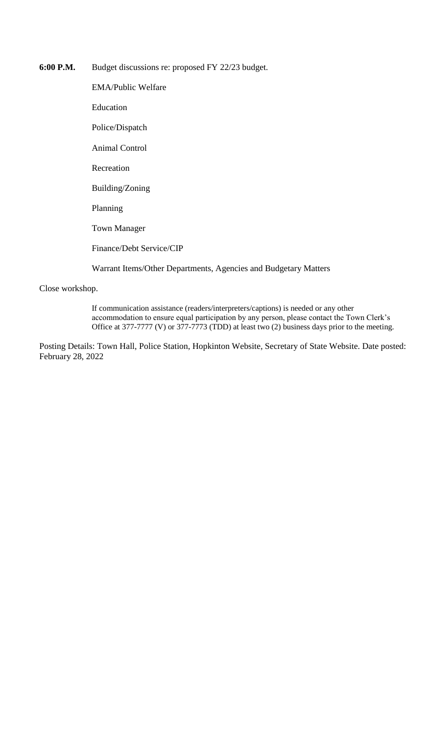**6:00 P.M.** Budget discussions re: proposed FY 22/23 budget.

EMA/Public Welfare

Education

Police/Dispatch

Animal Control

Recreation

Building/Zoning

Planning

Town Manager

Finance/Debt Service/CIP

Warrant Items/Other Departments, Agencies and Budgetary Matters

Close workshop.

If communication assistance (readers/interpreters/captions) is needed or any other accommodation to ensure equal participation by any person, please contact the Town Clerk's Office at 377-7777 (V) or 377-7773 (TDD) at least two (2) business days prior to the meeting.

Posting Details: Town Hall, Police Station, Hopkinton Website, Secretary of State Website. Date posted: February 28, 2022